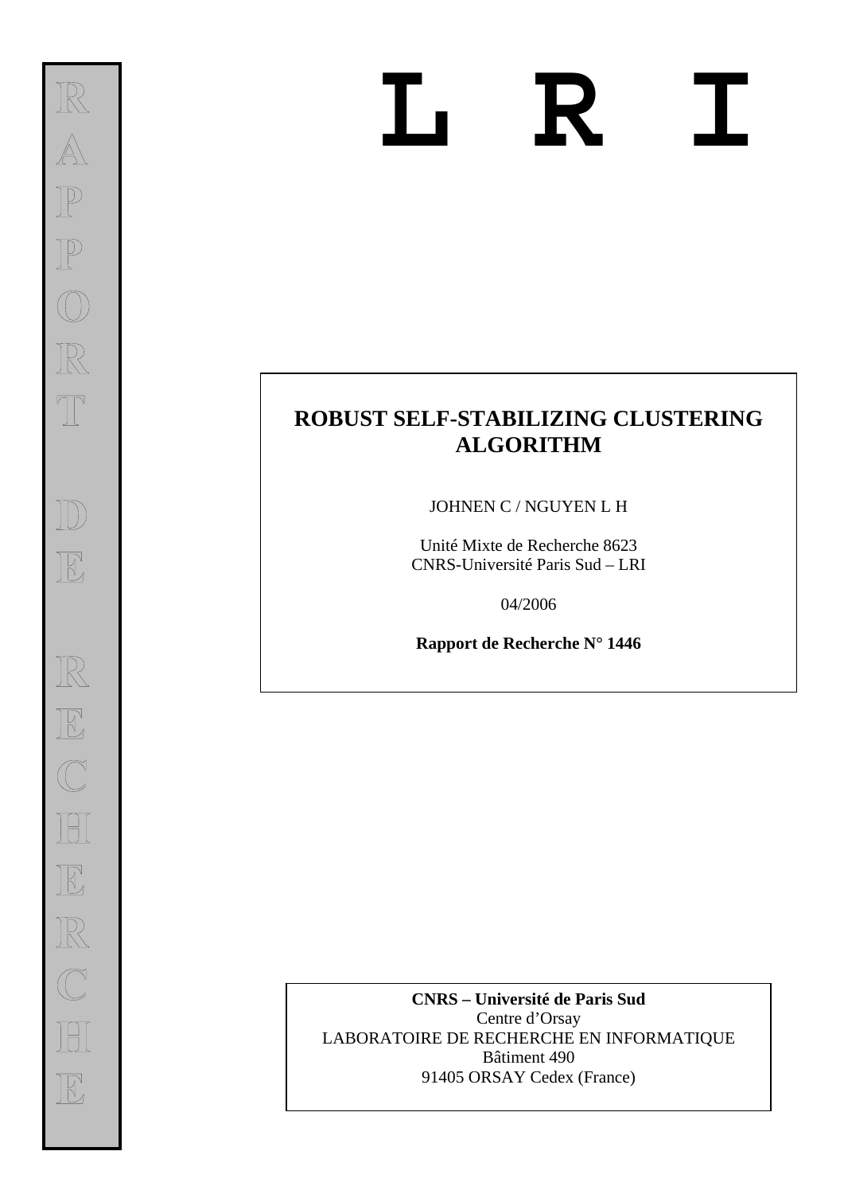RAPPORT DE RECHERCHE

# L R I

## ROBUST SELF-STABILIZING CLUSTERING ALGORITHM

JOHNEN C / NGUYEN L H

Unité Mixte de Recherche 8623
CNRS-Université Paris Sud – LRI

04/2006

**Rapport de Recherche N° 1446**

**CNRS – Université de Paris Sud**
Centre d'Orsay
LABORATOIRE DE RECHERCHE EN INFORMATIQUE
Bâtiment 490
91405 ORSAY Cedex (France)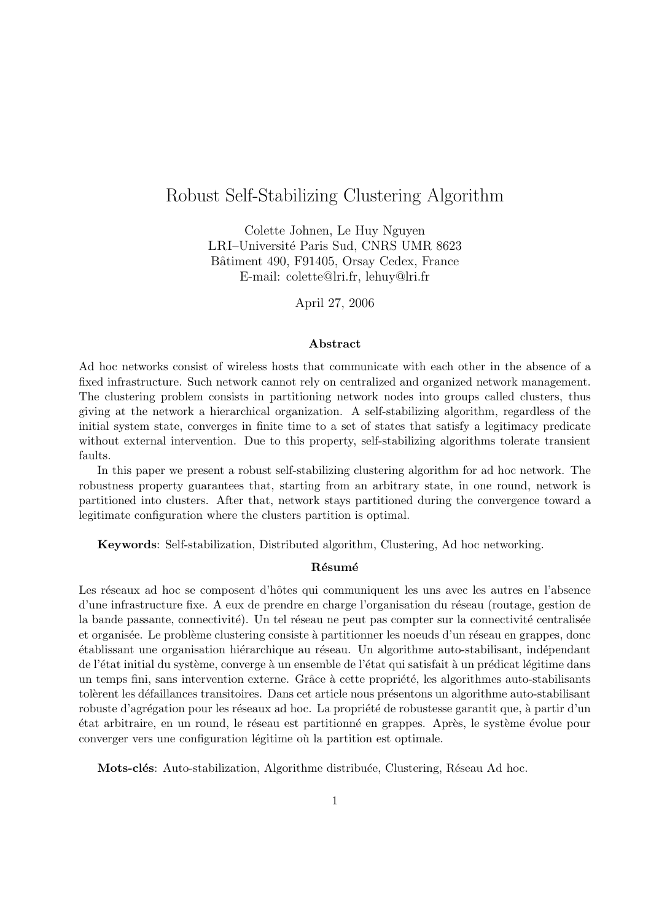# Robust Self-Stabilizing Clustering Algorithm

Colette Johnen, Le Huy Nguyen
LRI–Université Paris Sud, CNRS UMR 8623
Bâtiment 490, F91405, Orsay Cedex, France
E-mail: colette@lri.fr, lehuy@lri.fr

April 27, 2006

### Abstract

Ad hoc networks consist of wireless hosts that communicate with each other in the absence of a fixed infrastructure. Such network cannot rely on centralized and organized network management. The clustering problem consists in partitioning network nodes into groups called clusters, thus giving at the network a hierarchical organization. A self-stabilizing algorithm, regardless of the initial system state, converges in finite time to a set of states that satisfy a legitimacy predicate without external intervention. Due to this property, self-stabilizing algorithms tolerate transient faults.

In this paper we present a robust self-stabilizing clustering algorithm for ad hoc network. The robustness property guarantees that, starting from an arbitrary state, in one round, network is partitioned into clusters. After that, network stays partitioned during the convergence toward a legitimate configuration where the clusters partition is optimal.

**Keywords**: Self-stabilization, Distributed algorithm, Clustering, Ad hoc networking.

### Résumé

Les réseaux ad hoc se composent d'hôtes qui communiquent les uns avec les autres en l'absence d'une infrastructure fixe. A eux de prendre en charge l'organisation du réseau (routage, gestion de la bande passante, connectivité). Un tel réseau ne peut pas compter sur la connectivité centralisée et organisée. Le problème clustering consiste à partitionner les noeuds d'un réseau en grappes, donc établissant une organisation hiérarchique au réseau. Un algorithme auto-stabilisant, indépendant de l'état initial du système, converge à un ensemble de l'état qui satisfait à un prédicat légitime dans un temps fini, sans intervention externe. Grâce à cette propriété, les algorithmes auto-stabilisants tolèrent les défaillances transitoires. Dans cet article nous présentons un algorithme auto-stabilisant robuste d'agrégation pour les réseaux ad hoc. La propriété de robustesse garantit que, à partir d'un état arbitraire, en un round, le réseau est partitionné en grappes. Après, le système évolue pour converger vers une configuration légitime où la partition est optimale.

**Mots-clés**: Auto-stabilization, Algorithme distribuée, Clustering, Réseau Ad hoc.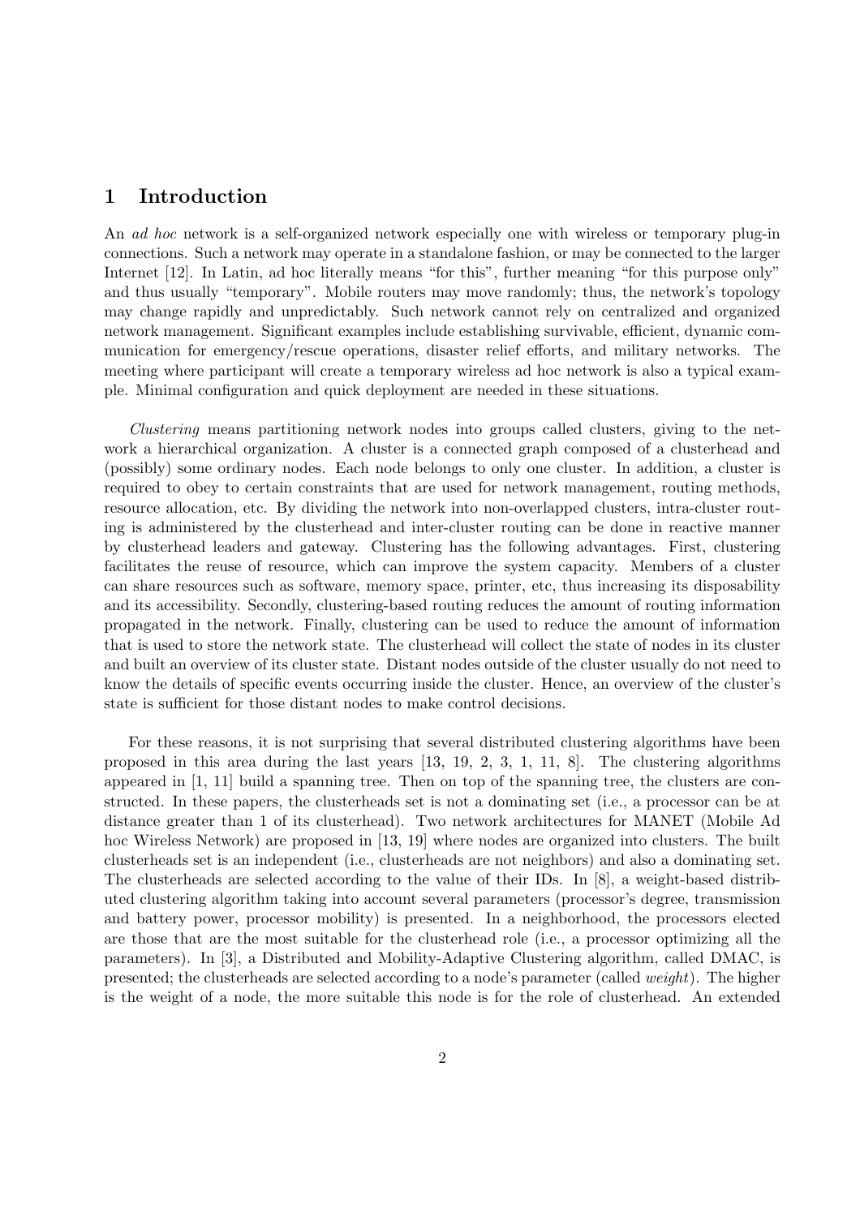# 1 Introduction

An *ad hoc* network is a self-organized network especially one with wireless or temporary plug-in connections. Such a network may operate in a standalone fashion, or may be connected to the larger Internet [12]. In Latin, ad hoc literally means "for this", further meaning "for this purpose only" and thus usually "temporary". Mobile routers may move randomly; thus, the network's topology may change rapidly and unpredictably. Such network cannot rely on centralized and organized network management. Significant examples include establishing survivable, efficient, dynamic communication for emergency/rescue operations, disaster relief efforts, and military networks. The meeting where participant will create a temporary wireless ad hoc network is also a typical example. Minimal configuration and quick deployment are needed in these situations.

*Clustering* means partitioning network nodes into groups called clusters, giving to the network a hierarchical organization. A cluster is a connected graph composed of a clusterhead and (possibly) some ordinary nodes. Each node belongs to only one cluster. In addition, a cluster is required to obey to certain constraints that are used for network management, routing methods, resource allocation, etc. By dividing the network into non-overlapped clusters, intra-cluster routing is administered by the clusterhead and inter-cluster routing can be done in reactive manner by clusterhead leaders and gateway. Clustering has the following advantages. First, clustering facilitates the reuse of resource, which can improve the system capacity. Members of a cluster can share resources such as software, memory space, printer, etc, thus increasing its disposability and its accessibility. Secondly, clustering-based routing reduces the amount of routing information propagated in the network. Finally, clustering can be used to reduce the amount of information that is used to store the network state. The clusterhead will collect the state of nodes in its cluster and built an overview of its cluster state. Distant nodes outside of the cluster usually do not need to know the details of specific events occurring inside the cluster. Hence, an overview of the cluster's state is sufficient for those distant nodes to make control decisions.

For these reasons, it is not surprising that several distributed clustering algorithms have been proposed in this area during the last years [13, 19, 2, 3, 1, 11, 8]. The clustering algorithms appeared in [1, 11] build a spanning tree. Then on top of the spanning tree, the clusters are constructed. In these papers, the clusterheads set is not a dominating set (i.e., a processor can be at distance greater than 1 of its clusterhead). Two network architectures for MANET (Mobile Ad hoc Wireless Network) are proposed in [13, 19] where nodes are organized into clusters. The built clusterheads set is an independent (i.e., clusterheads are not neighbors) and also a dominating set. The clusterheads are selected according to the value of their IDs. In [8], a weight-based distributed clustering algorithm taking into account several parameters (processor's degree, transmission and battery power, processor mobility) is presented. In a neighborhood, the processors elected are those that are the most suitable for the clusterhead role (i.e., a processor optimizing all the parameters). In [3], a Distributed and Mobility-Adaptive Clustering algorithm, called DMAC, is presented; the clusterheads are selected according to a node's parameter (called *weight*). The higher is the weight of a node, the more suitable this node is for the role of clusterhead. An extended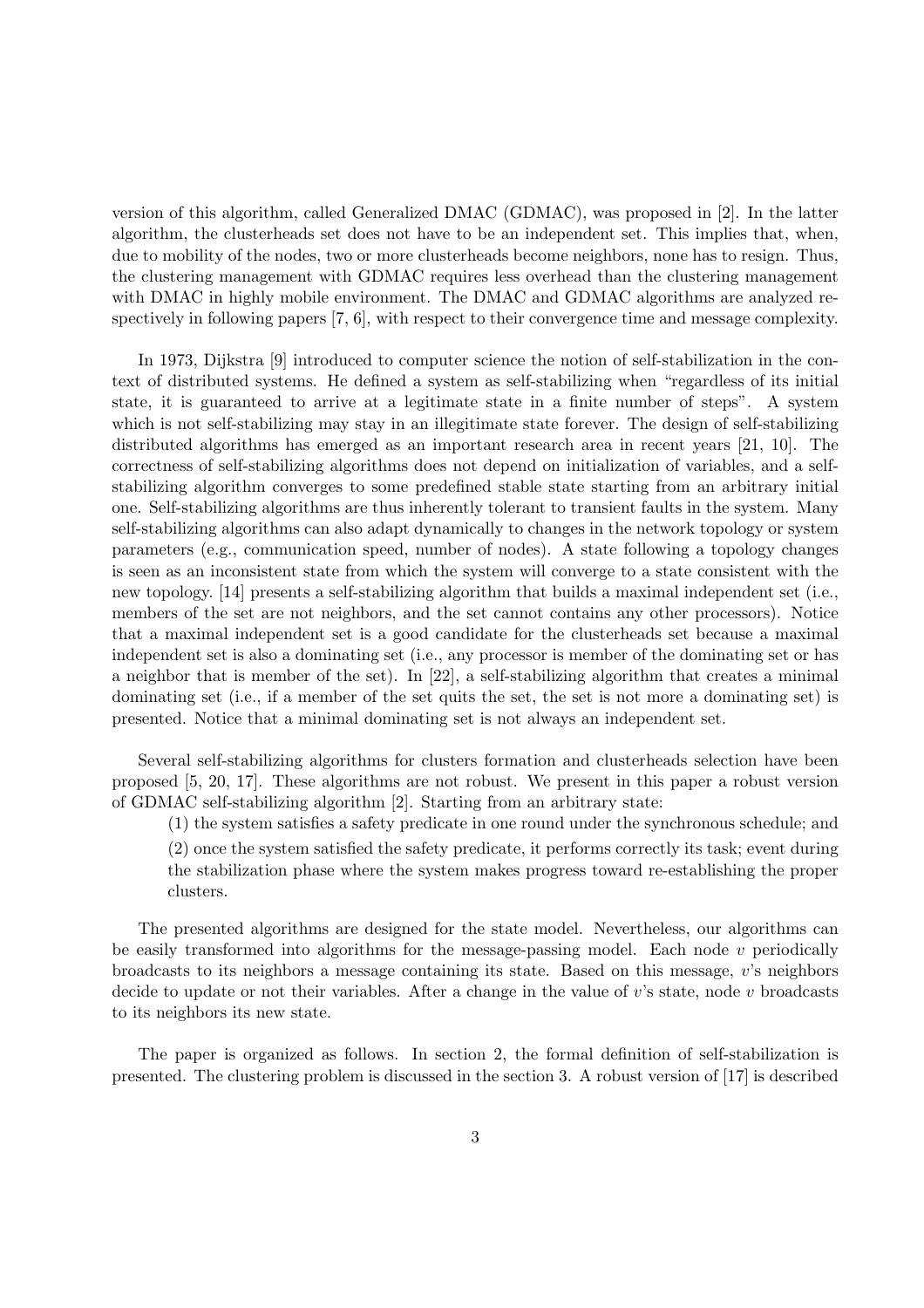version of this algorithm, called Generalized DMAC (GDMAC), was proposed in [2]. In the latter algorithm, the clusterheads set does not have to be an independent set. This implies that, when, due to mobility of the nodes, two or more clusterheads become neighbors, none has to resign. Thus, the clustering management with GDMAC requires less overhead than the clustering management with DMAC in highly mobile environment. The DMAC and GDMAC algorithms are analyzed respectively in following papers [7, 6], with respect to their convergence time and message complexity.

In 1973, Dijkstra [9] introduced to computer science the notion of self-stabilization in the context of distributed systems. He defined a system as self-stabilizing when "regardless of its initial state, it is guaranteed to arrive at a legitimate state in a finite number of steps". A system which is not self-stabilizing may stay in an illegitimate state forever. The design of self-stabilizing distributed algorithms has emerged as an important research area in recent years [21, 10]. The correctness of self-stabilizing algorithms does not depend on initialization of variables, and a self-stabilizing algorithm converges to some predefined stable state starting from an arbitrary initial one. Self-stabilizing algorithms are thus inherently tolerant to transient faults in the system. Many self-stabilizing algorithms can also adapt dynamically to changes in the network topology or system parameters (e.g., communication speed, number of nodes). A state following a topology changes is seen as an inconsistent state from which the system will converge to a state consistent with the new topology. [14] presents a self-stabilizing algorithm that builds a maximal independent set (i.e., members of the set are not neighbors, and the set cannot contains any other processors). Notice that a maximal independent set is a good candidate for the clusterheads set because a maximal independent set is also a dominating set (i.e., any processor is member of the dominating set or has a neighbor that is member of the set). In [22], a self-stabilizing algorithm that creates a minimal dominating set (i.e., if a member of the set quits the set, the set is not more a dominating set) is presented. Notice that a minimal dominating set is not always an independent set.

Several self-stabilizing algorithms for clusters formation and clusterheads selection have been proposed [5, 20, 17]. These algorithms are not robust. We present in this paper a robust version of GDMAC self-stabilizing algorithm [2]. Starting from an arbitrary state:

(1) the system satisfies a safety predicate in one round under the synchronous schedule; and

(2) once the system satisfied the safety predicate, it performs correctly its task; event during the stabilization phase where the system makes progress toward re-establishing the proper clusters.

The presented algorithms are designed for the state model. Nevertheless, our algorithms can be easily transformed into algorithms for the message-passing model. Each node $v$ periodically broadcasts to its neighbors a message containing its state. Based on this message, $v$'s neighbors decide to update or not their variables. After a change in the value of $v$'s state, node $v$ broadcasts to its neighbors its new state.

The paper is organized as follows. In section 2, the formal definition of self-stabilization is presented. The clustering problem is discussed in the section 3. A robust version of [17] is described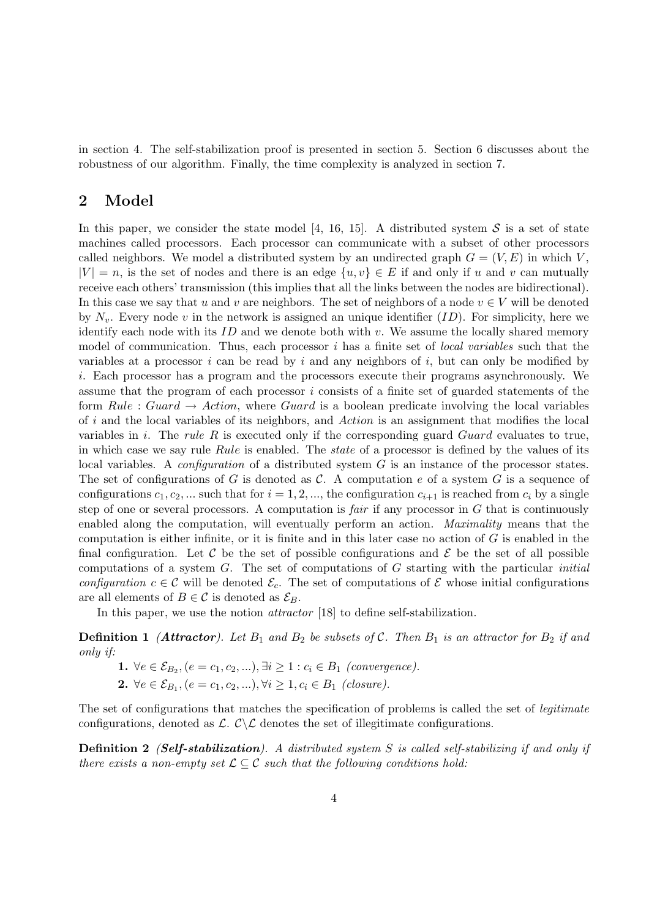in section 4. The self-stabilization proof is presented in section 5. Section 6 discusses about the robustness of our algorithm. Finally, the time complexity is analyzed in section 7.

## 2 Model

In this paper, we consider the state model [4, 16, 15]. A distributed system $\mathcal{S}$ is a set of state machines called processors. Each processor can communicate with a subset of other processors called neighbors. We model a distributed system by an undirected graph $G = (V, E)$ in which $V$, $|V| = n$, is the set of nodes and there is an edge $\{u, v\} \in E$ if and only if $u$ and $v$ can mutually receive each others' transmission (this implies that all the links between the nodes are bidirectional). In this case we say that $u$ and $v$ are neighbors. The set of neighbors of a node $v \in V$ will be denoted by $N_v$. Every node $v$ in the network is assigned an unique identifier ($ID$). For simplicity, here we identify each node with its $ID$ and we denote both with $v$. We assume the locally shared memory model of communication. Thus, each processor $i$ has a finite set of *local variables* such that the variables at a processor $i$ can be read by $i$ and any neighbors of $i$, but can only be modified by $i$. Each processor has a program and the processors execute their programs asynchronously. We assume that the program of each processor $i$ consists of a finite set of guarded statements of the form $Rule : Guard \rightarrow Action$, where $Guard$ is a boolean predicate involving the local variables of $i$ and the local variables of its neighbors, and $Action$ is an assignment that modifies the local variables in $i$. The *rule* $R$ is executed only if the corresponding guard $Guard$ evaluates to true, in which case we say rule $Rule$ is enabled. The *state* of a processor is defined by the values of its local variables. A *configuration* of a distributed system $G$ is an instance of the processor states. The set of configurations of $G$ is denoted as $\mathcal{C}$. A computation $e$ of a system $G$ is a sequence of configurations $c_1, c_2, ...$ such that for $i = 1, 2, ...$, the configuration $c_{i+1}$ is reached from $c_i$ by a single step of one or several processors. A computation is *fair* if any processor in $G$ that is continuously enabled along the computation, will eventually perform an action. *Maximality* means that the computation is either infinite, or it is finite and in this later case no action of $G$ is enabled in the final configuration. Let $\mathcal{C}$ be the set of possible configurations and $\mathcal{E}$ be the set of all possible computations of a system $G$. The set of computations of $G$ starting with the particular *initial configuration* $c \in \mathcal{C}$ will be denoted $\mathcal{E}_c$. The set of computations of $\mathcal{E}$ whose initial configurations are all elements of $B \in \mathcal{C}$ is denoted as $\mathcal{E}_B$.

In this paper, we use the notion *attractor* [18] to define self-stabilization.

**Definition 1** ***(Attractor)****. Let $B_1$ and $B_2$ be subsets of $\mathcal{C}$. Then $B_1$ is an attractor for $B_2$ if and only if:*

**1.** $\forall e \in \mathcal{E}_{B_2}, (e = c_1, c_2, ...), \exists i \geq 1 : c_i \in B_1$ *(convergence).*

**2.** $\forall e \in \mathcal{E}_{B_1}, (e = c_1, c_2, ...), \forall i \geq 1, c_i \in B_1$ *(closure).*

The set of configurations that matches the specification of problems is called the set of *legitimate* configurations, denoted as $\mathcal{L}$. $\mathcal{C} \backslash \mathcal{L}$ denotes the set of illegitimate configurations.

**Definition 2** ***(Self-stabilization)****. A distributed system $S$ is called self-stabilizing if and only if there exists a non-empty set $\mathcal{L} \subseteq \mathcal{C}$ such that the following conditions hold:*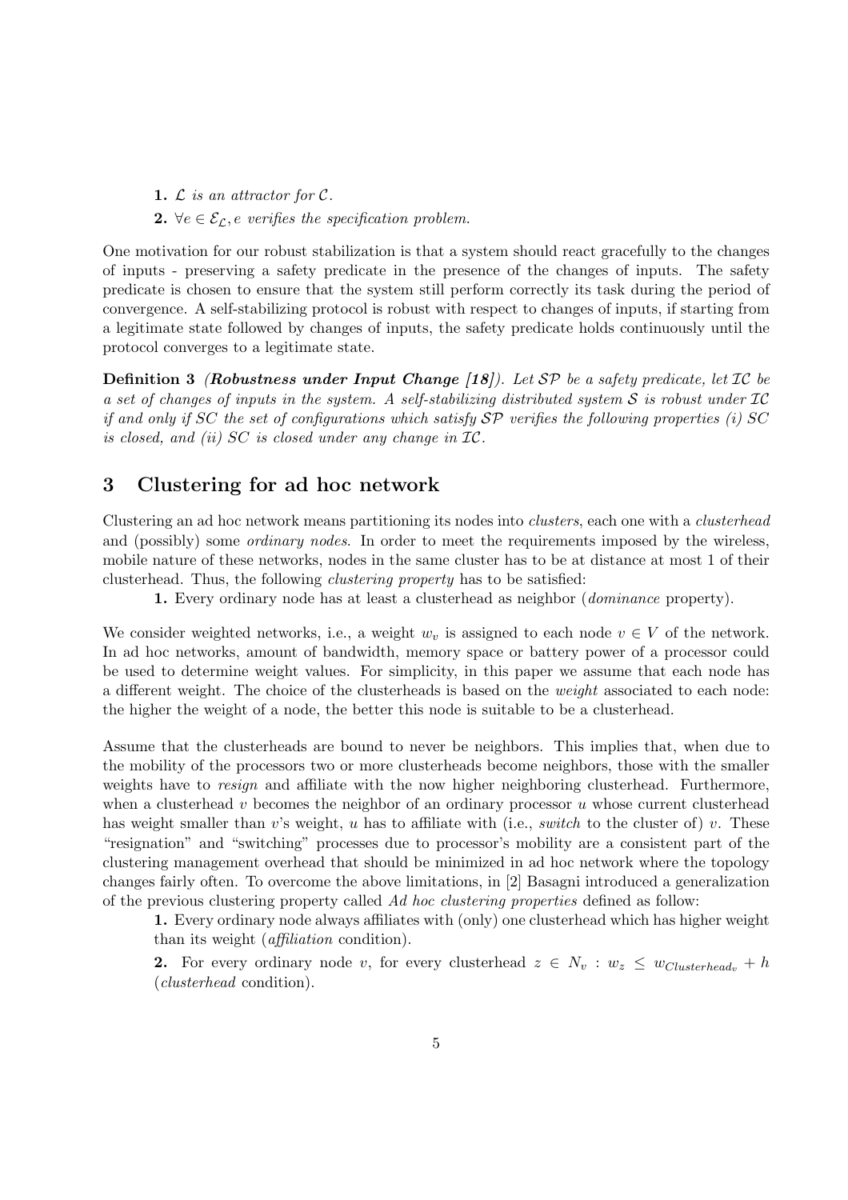**1.** $\mathcal{L}$ *is an attractor for* $\mathcal{C}$.

**2.** $\forall e \in \mathcal{E}_{\mathcal{L}}, e$ *verifies the specification problem.*

One motivation for our robust stabilization is that a system should react gracefully to the changes of inputs - preserving a safety predicate in the presence of the changes of inputs. The safety predicate is chosen to ensure that the system still perform correctly its task during the period of convergence. A self-stabilizing protocol is robust with respect to changes of inputs, if starting from a legitimate state followed by changes of inputs, the safety predicate holds continuously until the protocol converges to a legitimate state.

**Definition 3** *(**Robustness under Input Change [18]**). Let $\mathcal{SP}$ be a safety predicate, let $\mathcal{IC}$ be a set of changes of inputs in the system. A self-stabilizing distributed system $\mathcal{S}$ is robust under $\mathcal{IC}$ if and only if SC the set of configurations which satisfy $\mathcal{SP}$ verifies the following properties (i) SC is closed, and (ii) SC is closed under any change in $\mathcal{IC}$.*

## 3 Clustering for ad hoc network

Clustering an ad hoc network means partitioning its nodes into *clusters*, each one with a *clusterhead* and (possibly) some *ordinary nodes*. In order to meet the requirements imposed by the wireless, mobile nature of these networks, nodes in the same cluster has to be at distance at most 1 of their clusterhead. Thus, the following *clustering property* has to be satisfied:

**1.** Every ordinary node has at least a clusterhead as neighbor (*dominance* property).

We consider weighted networks, i.e., a weight $w_v$ is assigned to each node $v \in V$ of the network. In ad hoc networks, amount of bandwidth, memory space or battery power of a processor could be used to determine weight values. For simplicity, in this paper we assume that each node has a different weight. The choice of the clusterheads is based on the *weight* associated to each node: the higher the weight of a node, the better this node is suitable to be a clusterhead.

Assume that the clusterheads are bound to never be neighbors. This implies that, when due to the mobility of the processors two or more clusterheads become neighbors, those with the smaller weights have to *resign* and affiliate with the now higher neighboring clusterhead. Furthermore, when a clusterhead $v$ becomes the neighbor of an ordinary processor $u$ whose current clusterhead has weight smaller than $v$'s weight, $u$ has to affiliate with (i.e., *switch* to the cluster of) $v$. These "resignation" and "switching" processes due to processor's mobility are a consistent part of the clustering management overhead that should be minimized in ad hoc network where the topology changes fairly often. To overcome the above limitations, in [2] Basagni introduced a generalization of the previous clustering property called *Ad hoc clustering properties* defined as follow:

**1.** Every ordinary node always affiliates with (only) one clusterhead which has higher weight than its weight (*affiliation* condition).

**2.** For every ordinary node $v$, for every clusterhead $z \in N_v : w_z \leq w_{Clusterhead_v} + h$ (*clusterhead* condition).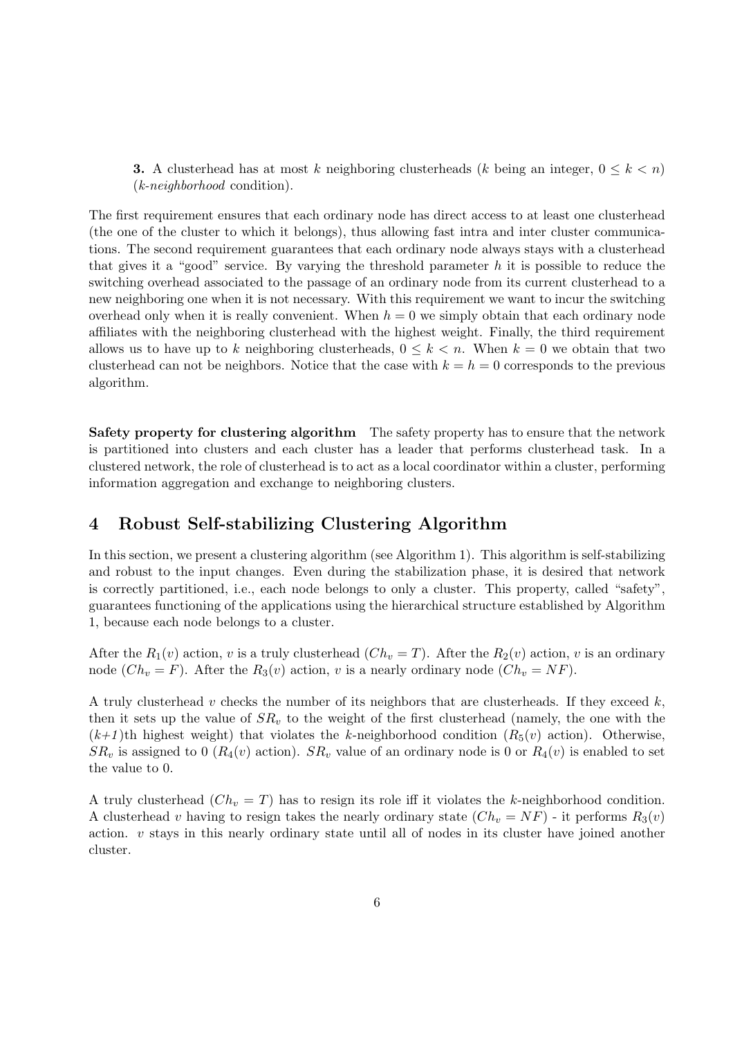**3.** A clusterhead has at most $k$ neighboring clusterheads ($k$ being an integer, $0 \leq k < n$) (*k-neighborhood* condition).

The first requirement ensures that each ordinary node has direct access to at least one clusterhead (the one of the cluster to which it belongs), thus allowing fast intra and inter cluster communications. The second requirement guarantees that each ordinary node always stays with a clusterhead that gives it a "good" service. By varying the threshold parameter $h$ it is possible to reduce the switching overhead associated to the passage of an ordinary node from its current clusterhead to a new neighboring one when it is not necessary. With this requirement we want to incur the switching overhead only when it is really convenient. When $h = 0$ we simply obtain that each ordinary node affiliates with the neighboring clusterhead with the highest weight. Finally, the third requirement allows us to have up to $k$ neighboring clusterheads, $0 \leq k < n$. When $k = 0$ we obtain that two clusterhead can not be neighbors. Notice that the case with $k = h = 0$ corresponds to the previous algorithm.

**Safety property for clustering algorithm** The safety property has to ensure that the network is partitioned into clusters and each cluster has a leader that performs clusterhead task. In a clustered network, the role of clusterhead is to act as a local coordinator within a cluster, performing information aggregation and exchange to neighboring clusters.

## 4 Robust Self-stabilizing Clustering Algorithm

In this section, we present a clustering algorithm (see Algorithm 1). This algorithm is self-stabilizing and robust to the input changes. Even during the stabilization phase, it is desired that network is correctly partitioned, i.e., each node belongs to only a cluster. This property, called "safety", guarantees functioning of the applications using the hierarchical structure established by Algorithm 1, because each node belongs to a cluster.

After the $R_1(v)$ action, $v$ is a truly clusterhead ($Ch_v = T$). After the $R_2(v)$ action, $v$ is an ordinary node ($Ch_v = F$). After the $R_3(v)$ action, $v$ is a nearly ordinary node ($Ch_v = NF$).

A truly clusterhead $v$ checks the number of its neighbors that are clusterheads. If they exceed $k$, then it sets up the value of $SR_v$ to the weight of the first clusterhead (namely, the one with the ($k$+1)th highest weight) that violates the $k$-neighborhood condition ($R_5(v)$ action). Otherwise, $SR_v$ is assigned to 0 ($R_4(v)$ action). $SR_v$ value of an ordinary node is 0 or $R_4(v)$ is enabled to set the value to 0.

A truly clusterhead ($Ch_v = T$) has to resign its role iff it violates the $k$-neighborhood condition. A clusterhead $v$ having to resign takes the nearly ordinary state ($Ch_v = NF$) - it performs $R_3(v)$ action. $v$ stays in this nearly ordinary state until all of nodes in its cluster have joined another cluster.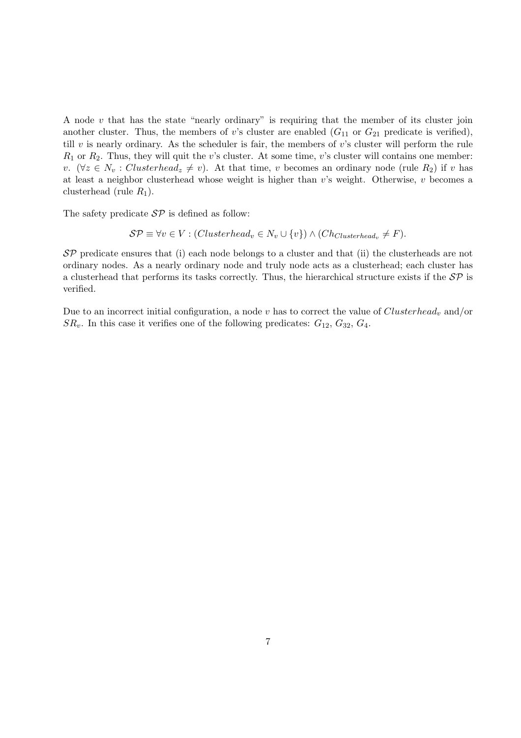A node $v$ that has the state "nearly ordinary" is requiring that the member of its cluster join another cluster. Thus, the members of $v$'s cluster are enabled ($G_{11}$ or $G_{21}$ predicate is verified), till $v$ is nearly ordinary. As the scheduler is fair, the members of $v$'s cluster will perform the rule $R_1$ or $R_2$. Thus, they will quit the $v$'s cluster. At some time, $v$'s cluster will contains one member: $v$. ($\forall z \in N_v : Clusterhead_z \neq v$). At that time, $v$ becomes an ordinary node (rule $R_2$) if $v$ has at least a neighbor clusterhead whose weight is higher than $v$'s weight. Otherwise, $v$ becomes a clusterhead (rule $R_1$).

The safety predicate $\mathcal{SP}$ is defined as follow:

$$\mathcal{SP} \equiv \forall v \in V : (Clusterhead_v \in N_v \cup \{v\}) \wedge (Ch_{Clusterhead_v} \neq F).$$

$\mathcal{SP}$ predicate ensures that (i) each node belongs to a cluster and that (ii) the clusterheads are not ordinary nodes. As a nearly ordinary node and truly node acts as a clusterhead; each cluster has a clusterhead that performs its tasks correctly. Thus, the hierarchical structure exists if the $\mathcal{SP}$ is verified.

Due to an incorrect initial configuration, a node $v$ has to correct the value of $Clusterhead_v$ and/or $SR_v$. In this case it verifies one of the following predicates: $G_{12}$, $G_{32}$, $G_4$.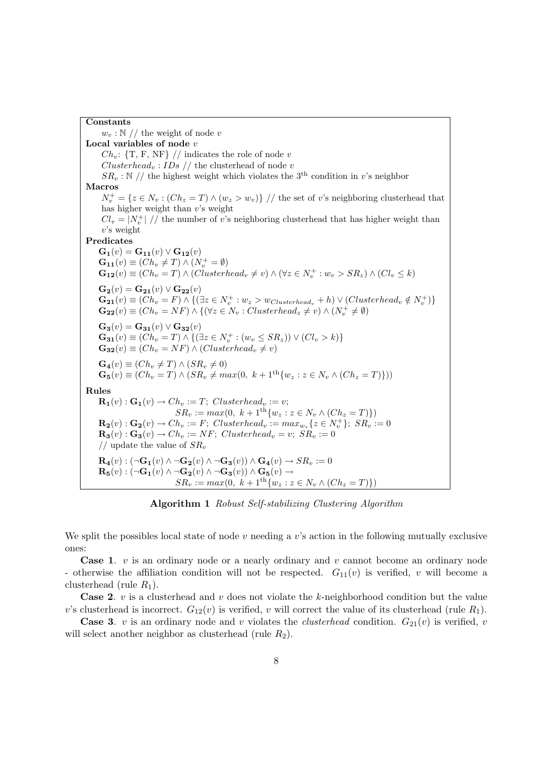**Constants**

$w_v : \mathbb{N}$ // the weight of node $v$

**Local variables of node** $v$

$Ch_v$: {T, F, NF} // indicates the role of node $v$

$Clusterhead_v : IDs$ // the clusterhead of node $v$

$SR_v : \mathbb{N}$ // the highest weight which violates the $3^{\text{th}}$ condition in $v$'s neighbor

**Macros**

$N_v^+ = \{z \in N_v : (Ch_z = T) \wedge (w_z > w_v)\}$ // the set of $v$'s neighboring clusterhead that has higher weight than $v$'s weight

$Cl_v = |N_v^+|$ // the number of $v$'s neighboring clusterhead that has higher weight than $v$'s weight

**Predicates**

$\mathbf{G_1}(v) = \mathbf{G_{11}}(v) \vee \mathbf{G_{12}}(v)$

$\mathbf{G_{11}}(v) \equiv (Ch_v \neq T) \wedge (N_v^+ = \emptyset)$

$\mathbf{G_{12}}(v) \equiv (Ch_v = T) \wedge (Clusterhead_v \neq v) \wedge (\forall z \in N_v^+ : w_v > SR_z) \wedge (Cl_v \leq k)$

$\mathbf{G_2}(v) = \mathbf{G_{21}}(v) \vee \mathbf{G_{22}}(v)$

$\mathbf{G_{21}}(v) \equiv (Ch_v = F) \wedge \{(\exists z \in N_v^+ : w_z > w_{Clusterhead_v} + h) \vee (Clusterhead_v \notin N_v^+)\}$

$\mathbf{G_{22}}(v) \equiv (Ch_v = NF) \wedge \{(\forall z \in N_v : Clusterhead_z \neq v) \wedge (N_v^+ \neq \emptyset)$

$\mathbf{G_3}(v) = \mathbf{G_{31}}(v) \vee \mathbf{G_{32}}(v)$

$\mathbf{G_{31}}(v) \equiv (Ch_v = T) \wedge \{(\exists z \in N_v^+ : (w_v \leq SR_z)) \vee (Cl_v > k)\}$

$\mathbf{G_{32}}(v) \equiv (Ch_v = NF) \wedge (Clusterhead_v \neq v)$

$\mathbf{G_4}(v) \equiv (Ch_v \neq T) \wedge (SR_v \neq 0)$

$\mathbf{G_5}(v) \equiv (Ch_v = T) \wedge (SR_v \neq max(0,\ k + 1^{\text{th}}\{w_z : z \in N_v \wedge (Ch_z = T)\}))$

**Rules**

$\mathbf{R_1}(v) : \mathbf{G_1}(v) \rightarrow Ch_v := T;\ Clusterhead_v := v;$
$SR_v := max(0,\ k + 1^{\text{th}}\{w_z : z \in N_v \wedge (Ch_z = T)\})$

$\mathbf{R_2}(v) : \mathbf{G_2}(v) \rightarrow Ch_v := F;\ Clusterhead_v := max_{w_z}\{z \in N_v^+\};\ SR_v := 0$

$\mathbf{R_3}(v) : \mathbf{G_3}(v) \rightarrow Ch_v := NF;\ Clusterhead_v = v;\ SR_v := 0$

// update the value of $SR_v$

$\mathbf{R_4}(v) : (\neg\mathbf{G_1}(v) \wedge \neg\mathbf{G_2}(v) \wedge \neg\mathbf{G_3}(v)) \wedge \mathbf{G_4}(v) \rightarrow SR_v := 0$

$\mathbf{R_5}(v) : (\neg\mathbf{G_1}(v) \wedge \neg\mathbf{G_2}(v) \wedge \neg\mathbf{G_3}(v)) \wedge \mathbf{G_5}(v) \rightarrow$
$SR_v := max(0,\ k + 1^{\text{th}}\{w_z : z \in N_v \wedge (Ch_z = T)\})$

**Algorithm 1** *Robust Self-stabilizing Clustering Algorithm*

We split the possibles local state of node $v$ needing a $v$'s action in the following mutually exclusive ones:

**Case 1**. $v$ is an ordinary node or a nearly ordinary and $v$ cannot become an ordinary node - otherwise the affiliation condition will not be respected. $G_{11}(v)$ is verified, $v$ will become a clusterhead (rule $R_1$).

**Case 2**. $v$ is a clusterhead and $v$ does not violate the $k$-neighborhood condition but the value $v$'s clusterhead is incorrect. $G_{12}(v)$ is verified, $v$ will correct the value of its clusterhead (rule $R_1$).

**Case 3**. $v$ is an ordinary node and $v$ violates the *clusterhead* condition. $G_{21}(v)$ is verified, $v$ will select another neighbor as clusterhead (rule $R_2$).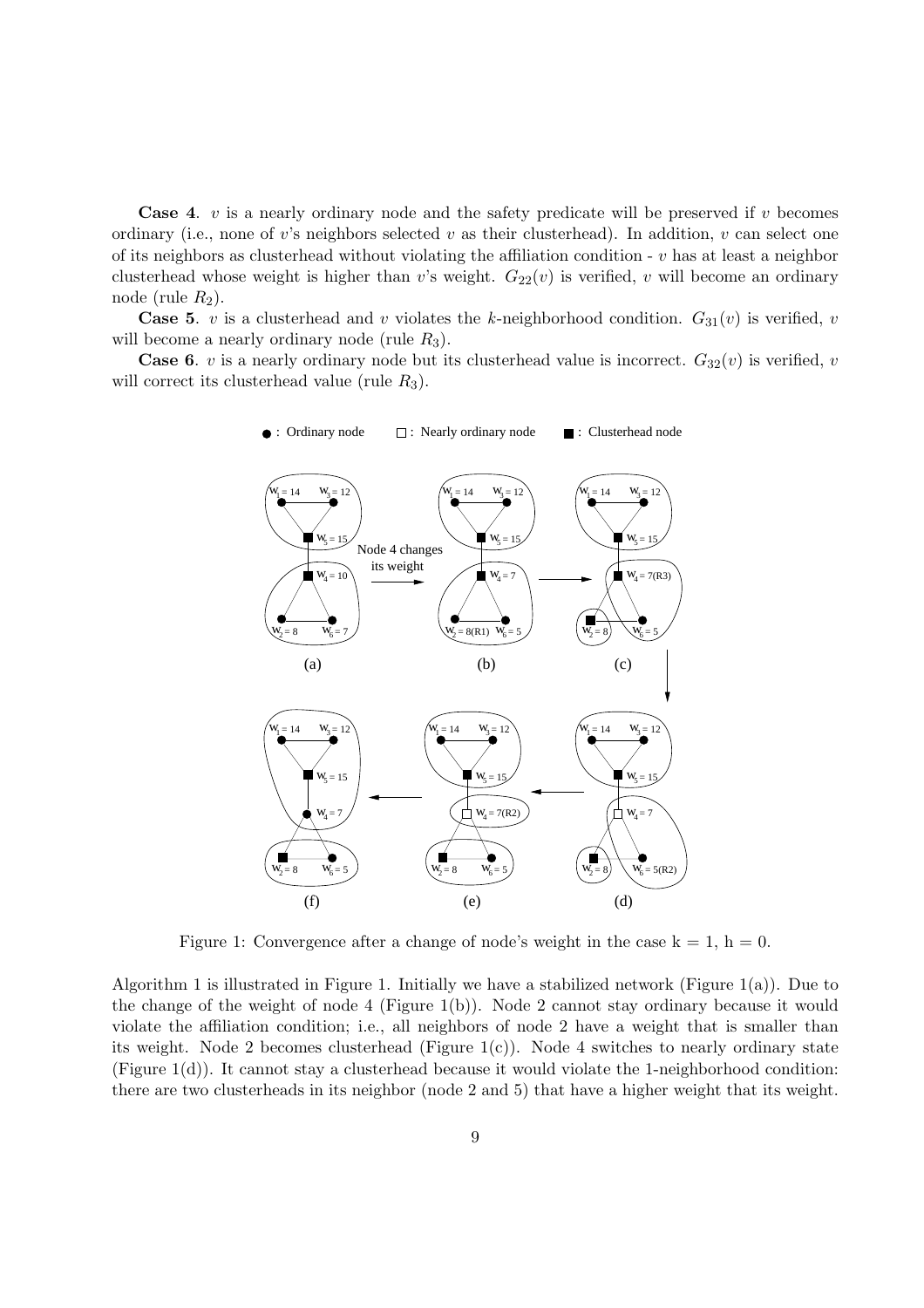**Case 4**. $v$ is a nearly ordinary node and the safety predicate will be preserved if $v$ becomes ordinary (i.e., none of $v$'s neighbors selected $v$ as their clusterhead). In addition, $v$ can select one of its neighbors as clusterhead without violating the affiliation condition - $v$ has at least a neighbor clusterhead whose weight is higher than $v$'s weight. $G_{22}(v)$ is verified, $v$ will become an ordinary node (rule $R_2$).

**Case 5**. $v$ is a clusterhead and $v$ violates the $k$-neighborhood condition. $G_{31}(v)$ is verified, $v$ will become a nearly ordinary node (rule $R_3$).

**Case 6**. $v$ is a nearly ordinary node but its clusterhead value is incorrect. $G_{32}(v)$ is verified, $v$ will correct its clusterhead value (rule $R_3$).

Figure 1: Convergence after a change of node's weight in the case k = 1, h = 0.

Algorithm 1 is illustrated in Figure 1. Initially we have a stabilized network (Figure 1(a)). Due to the change of the weight of node 4 (Figure 1(b)). Node 2 cannot stay ordinary because it would violate the affiliation condition; i.e., all neighbors of node 2 have a weight that is smaller than its weight. Node 2 becomes clusterhead (Figure 1(c)). Node 4 switches to nearly ordinary state (Figure 1(d)). It cannot stay a clusterhead because it would violate the 1-neighborhood condition: there are two clusterheads in its neighbor (node 2 and 5) that have a higher weight that its weight.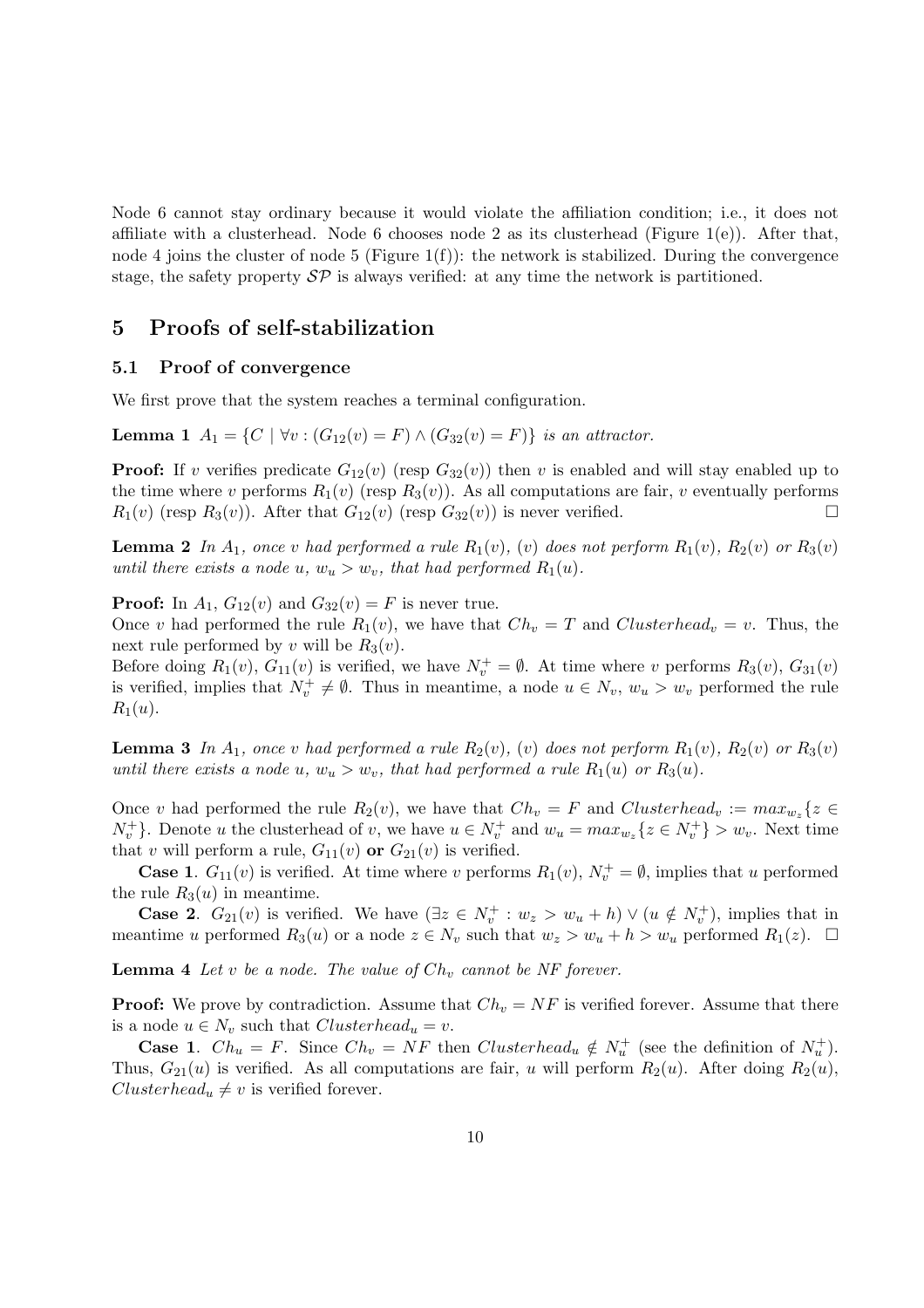Node 6 cannot stay ordinary because it would violate the affiliation condition; i.e., it does not affiliate with a clusterhead. Node 6 chooses node 2 as its clusterhead (Figure 1(e)). After that, node 4 joins the cluster of node 5 (Figure 1(f)): the network is stabilized. During the convergence stage, the safety property $\mathcal{SP}$ is always verified: at any time the network is partitioned.

## 5 Proofs of self-stabilization

### 5.1 Proof of convergence

We first prove that the system reaches a terminal configuration.

**Lemma 1** *$A_1 = \{C \mid \forall v : (G_{12}(v) = F) \wedge (G_{32}(v) = F)\}$ is an attractor.*

**Proof:** If $v$ verifies predicate $G_{12}(v)$ (resp $G_{32}(v)$) then $v$ is enabled and will stay enabled up to the time where $v$ performs $R_1(v)$ (resp $R_3(v)$). As all computations are fair, $v$ eventually performs $R_1(v)$ (resp $R_3(v)$). After that $G_{12}(v)$ (resp $G_{32}(v)$) is never verified. □

**Lemma 2** *In $A_1$, once $v$ had performed a rule $R_1(v)$, $(v)$ does not perform $R_1(v)$, $R_2(v)$ or $R_3(v)$ until there exists a node $u$, $w_u > w_v$, that had performed $R_1(u)$.*

**Proof:** In $A_1$, $G_{12}(v)$ and $G_{32}(v) = F$ is never true.
Once $v$ had performed the rule $R_1(v)$, we have that $Ch_v = T$ and $Clusterhead_v = v$. Thus, the next rule performed by $v$ will be $R_3(v)$.
Before doing $R_1(v)$, $G_{11}(v)$ is verified, we have $N_v^+ = \emptyset$. At time where $v$ performs $R_3(v)$, $G_{31}(v)$ is verified, implies that $N_v^+ \neq \emptyset$. Thus in meantime, a node $u \in N_v$, $w_u > w_v$ performed the rule $R_1(u)$.

**Lemma 3** *In $A_1$, once $v$ had performed a rule $R_2(v)$, $(v)$ does not perform $R_1(v)$, $R_2(v)$ or $R_3(v)$ until there exists a node $u$, $w_u > w_v$, that had performed a rule $R_1(u)$ or $R_3(u)$.*

Once $v$ had performed the rule $R_2(v)$, we have that $Ch_v = F$ and $Clusterhead_v := max_{w_z}\{z \in N_v^+\}$. Denote $u$ the clusterhead of $v$, we have $u \in N_v^+$ and $w_u = max_{w_z}\{z \in N_v^+\} > w_v$. Next time that $v$ will perform a rule, $G_{11}(v)$ **or** $G_{21}(v)$ is verified.

**Case 1**. $G_{11}(v)$ is verified. At time where $v$ performs $R_1(v)$, $N_v^+ = \emptyset$, implies that $u$ performed the rule $R_3(u)$ in meantime.

**Case 2**. $G_{21}(v)$ is verified. We have $(\exists z \in N_v^+ : w_z > w_u + h) \vee (u \notin N_v^+)$, implies that in meantime $u$ performed $R_3(u)$ or a node $z \in N_v$ such that $w_z > w_u + h > w_u$ performed $R_1(z)$. □

**Lemma 4** *Let $v$ be a node. The value of $Ch_v$ cannot be $NF$ forever.*

**Proof:** We prove by contradiction. Assume that $Ch_v = NF$ is verified forever. Assume that there is a node $u \in N_v$ such that $Clusterhead_u = v$.

**Case 1**. $Ch_u = F$. Since $Ch_v = NF$ then $Clusterhead_u \notin N_u^+$ (see the definition of $N_u^+$). Thus, $G_{21}(u)$ is verified. As all computations are fair, $u$ will perform $R_2(u)$. After doing $R_2(u)$, $Clusterhead_u \neq v$ is verified forever.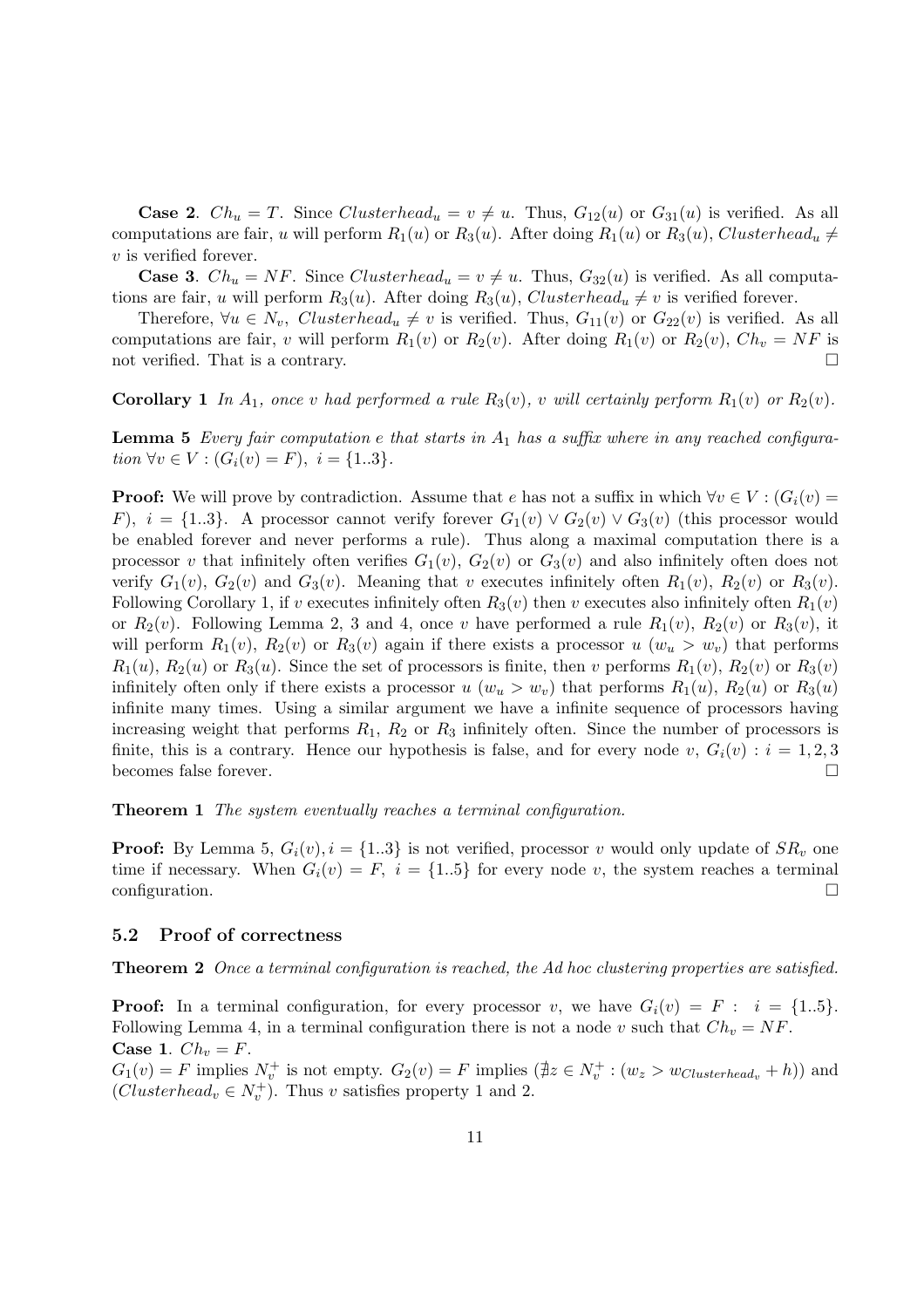**Case 2**. $Ch_u = T$. Since $Clusterhead_u = v \neq u$. Thus, $G_{12}(u)$ or $G_{31}(u)$ is verified. As all computations are fair, $u$ will perform $R_1(u)$ or $R_3(u)$. After doing $R_1(u)$ or $R_3(u)$, $Clusterhead_u \neq v$ is verified forever.

**Case 3**. $Ch_u = NF$. Since $Clusterhead_u = v \neq u$. Thus, $G_{32}(u)$ is verified. As all computations are fair, $u$ will perform $R_3(u)$. After doing $R_3(u)$, $Clusterhead_u \neq v$ is verified forever.

Therefore, $\forall u \in N_v$, $Clusterhead_u \neq v$ is verified. Thus, $G_{11}(v)$ or $G_{22}(v)$ is verified. As all computations are fair, $v$ will perform $R_1(v)$ or $R_2(v)$. After doing $R_1(v)$ or $R_2(v)$, $Ch_v = NF$ is not verified. That is a contrary. □

**Corollary 1** *In $A_1$, once $v$ had performed a rule $R_3(v)$, $v$ will certainly perform $R_1(v)$ or $R_2(v)$.*

**Lemma 5** *Every fair computation $e$ that starts in $A_1$ has a suffix where in any reached configuration $\forall v \in V : (G_i(v) = F),\ i = \{1..3\}$.*

**Proof:** We will prove by contradiction. Assume that $e$ has not a suffix in which $\forall v \in V : (G_i(v) = F),\ i = \{1..3\}$. A processor cannot verify forever $G_1(v) \vee G_2(v) \vee G_3(v)$ (this processor would be enabled forever and never performs a rule). Thus along a maximal computation there is a processor $v$ that infinitely often verifies $G_1(v)$, $G_2(v)$ or $G_3(v)$ and also infinitely often does not verify $G_1(v)$, $G_2(v)$ and $G_3(v)$. Meaning that $v$ executes infinitely often $R_1(v)$, $R_2(v)$ or $R_3(v)$. Following Corollary 1, if $v$ executes infinitely often $R_3(v)$ then $v$ executes also infinitely often $R_1(v)$ or $R_2(v)$. Following Lemma 2, 3 and 4, once $v$ have performed a rule $R_1(v)$, $R_2(v)$ or $R_3(v)$, it will perform $R_1(v)$, $R_2(v)$ or $R_3(v)$ again if there exists a processor $u$ ($w_u > w_v$) that performs $R_1(u)$, $R_2(u)$ or $R_3(u)$. Since the set of processors is finite, then $v$ performs $R_1(v)$, $R_2(v)$ or $R_3(v)$ infinitely often only if there exists a processor $u$ ($w_u > w_v$) that performs $R_1(u)$, $R_2(u)$ or $R_3(u)$ infinite many times. Using a similar argument we have a infinite sequence of processors having increasing weight that performs $R_1$, $R_2$ or $R_3$ infinitely often. Since the number of processors is finite, this is a contrary. Hence our hypothesis is false, and for every node $v$, $G_i(v) : i = 1, 2, 3$ becomes false forever. □

**Theorem 1** *The system eventually reaches a terminal configuration.*

**Proof:** By Lemma 5, $G_i(v), i = \{1..3\}$ is not verified, processor $v$ would only update of $SR_v$ one time if necessary. When $G_i(v) = F,\ i = \{1..5\}$ for every node $v$, the system reaches a terminal configuration. □

### 5.2 Proof of correctness

**Theorem 2** *Once a terminal configuration is reached, the Ad hoc clustering properties are satisfied.*

**Proof:** In a terminal configuration, for every processor $v$, we have $G_i(v) = F :\ \ i = \{1..5\}$. Following Lemma 4, in a terminal configuration there is not a node $v$ such that $Ch_v = NF$.
**Case 1**. $Ch_v = F$.
$G_1(v) = F$ implies $N_v^+$ is not empty. $G_2(v) = F$ implies $(\nexists z \in N_v^+ : (w_z > w_{Clusterhead_v} + h))$ and $(Clusterhead_v \in N_v^+)$. Thus $v$ satisfies property 1 and 2.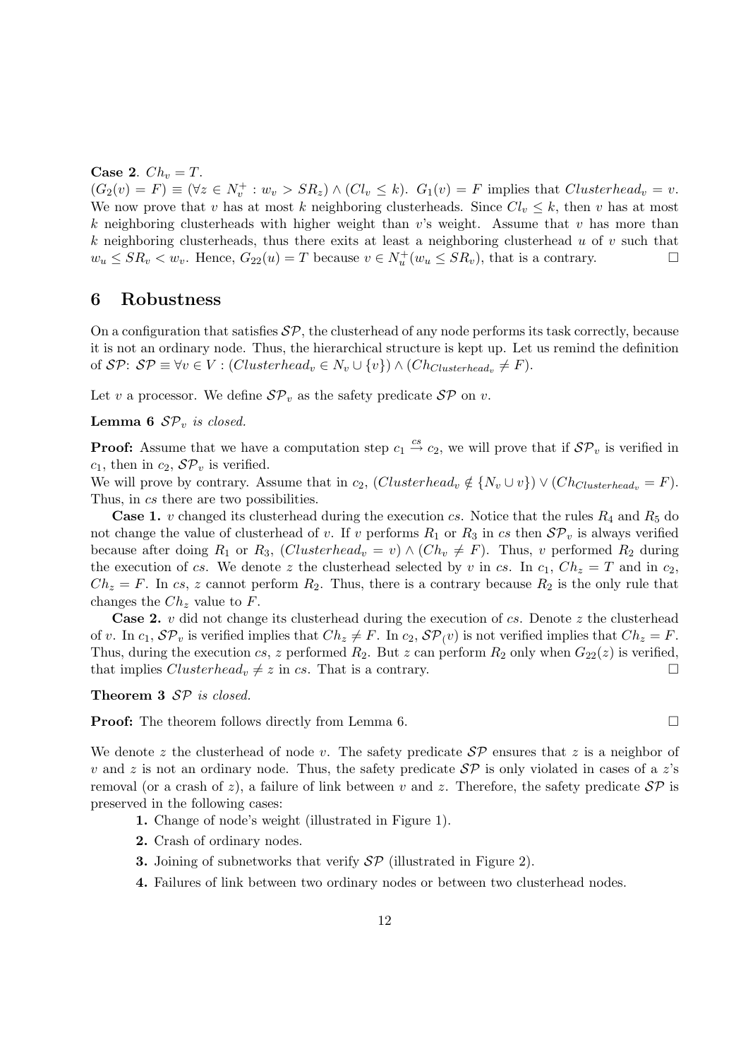**Case 2**. $Ch_v = T$.
$(G_2(v) = F) \equiv (\forall z \in N_v^+ : w_v > SR_z) \wedge (Cl_v \leq k)$. $G_1(v) = F$ implies that $Clusterhead_v = v$. We now prove that $v$ has at most $k$ neighboring clusterheads. Since $Cl_v \leq k$, then $v$ has at most $k$ neighboring clusterheads with higher weight than $v$'s weight. Assume that $v$ has more than $k$ neighboring clusterheads, thus there exits at least a neighboring clusterhead $u$ of $v$ such that $w_u \leq SR_v < w_v$. Hence, $G_{22}(u) = T$ because $v \in N_u^+(w_u \leq SR_v)$, that is a contrary. □

## 6 Robustness

On a configuration that satisfies $\mathcal{SP}$, the clusterhead of any node performs its task correctly, because it is not an ordinary node. Thus, the hierarchical structure is kept up. Let us remind the definition of $\mathcal{SP}$: $\mathcal{SP} \equiv \forall v \in V : (Clusterhead_v \in N_v \cup \{v\}) \wedge (Ch_{Clusterhead_v} \neq F)$.

Let $v$ a processor. We define $\mathcal{SP}_v$ as the safety predicate $\mathcal{SP}$ on $v$.

**Lemma 6** *$\mathcal{SP}_v$ is closed.*

**Proof:** Assume that we have a computation step $c_1 \stackrel{cs}{\rightarrow} c_2$, we will prove that if $\mathcal{SP}_v$ is verified in $c_1$, then in $c_2$, $\mathcal{SP}_v$ is verified.
We will prove by contrary. Assume that in $c_2$, $(Clusterhead_v \notin \{N_v \cup v\}) \vee (Ch_{Clusterhead_v} = F)$. Thus, in $cs$ there are two possibilities.

**Case 1.** $v$ changed its clusterhead during the execution $cs$. Notice that the rules $R_4$ and $R_5$ do not change the value of clusterhead of $v$. If $v$ performs $R_1$ or $R_3$ in $cs$ then $\mathcal{SP}_v$ is always verified because after doing $R_1$ or $R_3$, $(Clusterhead_v = v) \wedge (Ch_v \neq F)$. Thus, $v$ performed $R_2$ during the execution of $cs$. We denote $z$ the clusterhead selected by $v$ in $cs$. In $c_1$, $Ch_z = T$ and in $c_2$, $Ch_z = F$. In $cs$, $z$ cannot perform $R_2$. Thus, there is a contrary because $R_2$ is the only rule that changes the $Ch_z$ value to $F$.

**Case 2.** $v$ did not change its clusterhead during the execution of $cs$. Denote $z$ the clusterhead of $v$. In $c_1$, $\mathcal{SP}_v$ is verified implies that $Ch_z \neq F$. In $c_2$, $\mathcal{SP}_(v)$ is not verified implies that $Ch_z = F$. Thus, during the execution $cs$, $z$ performed $R_2$. But $z$ can perform $R_2$ only when $G_{22}(z)$ is verified, that implies $Clusterhead_v \neq z$ in $cs$. That is a contrary. □

**Theorem 3** *$\mathcal{SP}$ is closed.*

**Proof:** The theorem follows directly from Lemma 6. □

We denote $z$ the clusterhead of node $v$. The safety predicate $\mathcal{SP}$ ensures that $z$ is a neighbor of $v$ and $z$ is not an ordinary node. Thus, the safety predicate $\mathcal{SP}$ is only violated in cases of a $z$'s removal (or a crash of $z$), a failure of link between $v$ and $z$. Therefore, the safety predicate $\mathcal{SP}$ is preserved in the following cases:

**1.** Change of node's weight (illustrated in Figure 1).

**2.** Crash of ordinary nodes.

**3.** Joining of subnetworks that verify $\mathcal{SP}$ (illustrated in Figure 2).

**4.** Failures of link between two ordinary nodes or between two clusterhead nodes.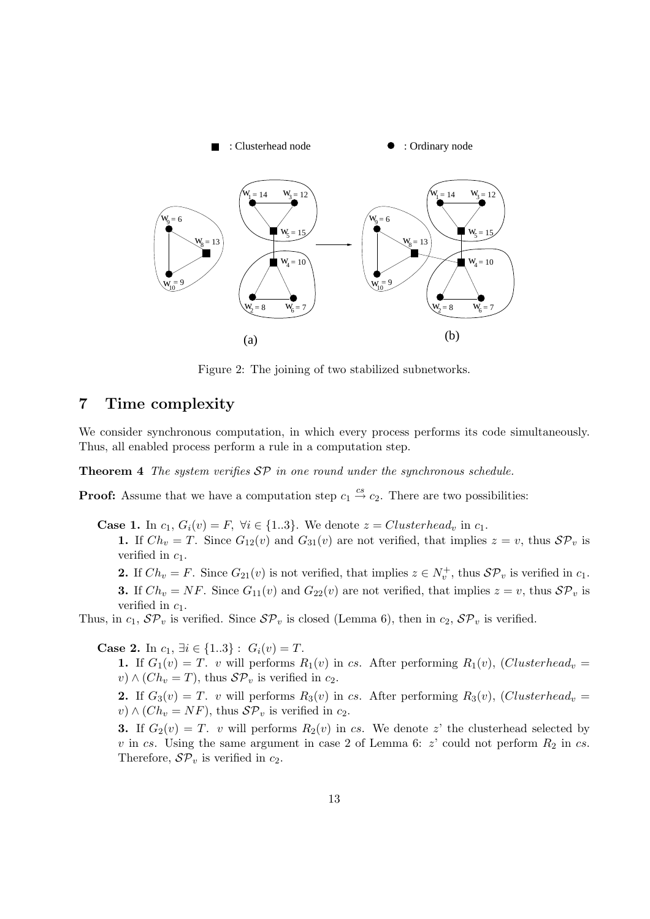Figure 2: The joining of two stabilized subnetworks.

## 7 Time complexity

We consider synchronous computation, in which every process performs its code simultaneously. Thus, all enabled process perform a rule in a computation step.

**Theorem 4** *The system verifies $\mathcal{SP}$ in one round under the synchronous schedule.*

**Proof:** Assume that we have a computation step $c_1 \stackrel{cs}{\rightarrow} c_2$. There are two possibilities:

**Case 1.** In $c_1$, $G_i(v) = F$, $\forall i \in \{1..3\}$. We denote $z = Clusterhead_v$ in $c_1$.

**1.** If $Ch_v = T$. Since $G_{12}(v)$ and $G_{31}(v)$ are not verified, that implies $z = v$, thus $\mathcal{SP}_v$ is verified in $c_1$.

**2.** If $Ch_v = F$. Since $G_{21}(v)$ is not verified, that implies $z \in N_v^+$, thus $\mathcal{SP}_v$ is verified in $c_1$.

**3.** If $Ch_v = NF$. Since $G_{11}(v)$ and $G_{22}(v)$ are not verified, that implies $z = v$, thus $\mathcal{SP}_v$ is verified in $c_1$.

Thus, in $c_1$, $\mathcal{SP}_v$ is verified. Since $\mathcal{SP}_v$ is closed (Lemma 6), then in $c_2$, $\mathcal{SP}_v$ is verified.

**Case 2.** In $c_1$, $\exists i \in \{1..3\} : \ G_i(v) = T$.

**1.** If $G_1(v) = T$. $v$ will performs $R_1(v)$ in $cs$. After performing $R_1(v)$, $(Clusterhead_v = v) \wedge (Ch_v = T)$, thus $\mathcal{SP}_v$ is verified in $c_2$.

**2.** If $G_3(v) = T$. $v$ will performs $R_3(v)$ in $cs$. After performing $R_3(v)$, $(Clusterhead_v = v) \wedge (Ch_v = NF)$, thus $\mathcal{SP}_v$ is verified in $c_2$.

**3.** If $G_2(v) = T$. $v$ will performs $R_2(v)$ in $cs$. We denote $z$' the clusterhead selected by $v$ in $cs$. Using the same argument in case 2 of Lemma 6: $z$' could not perform $R_2$ in $cs$. Therefore, $\mathcal{SP}_v$ is verified in $c_2$.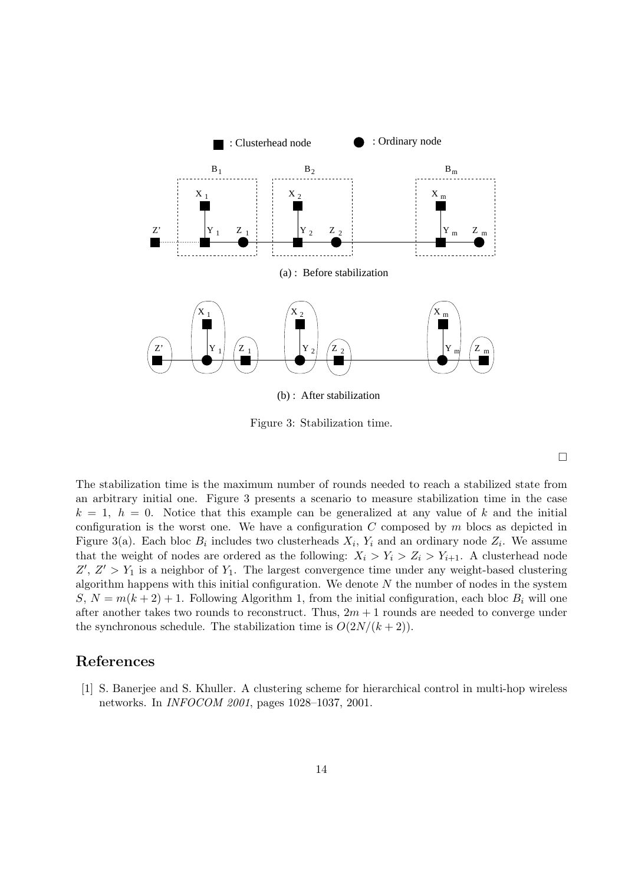Figure 3: Stabilization time.

□

The stabilization time is the maximum number of rounds needed to reach a stabilized state from an arbitrary initial one. Figure 3 presents a scenario to measure stabilization time in the case $k = 1$, $h = 0$. Notice that this example can be generalized at any value of $k$ and the initial configuration is the worst one. We have a configuration $C$ composed by $m$ blocs as depicted in Figure 3(a). Each bloc $B_i$ includes two clusterheads $X_i$, $Y_i$ and an ordinary node $Z_i$. We assume that the weight of nodes are ordered as the following: $X_i > Y_i > Z_i > Y_{i+1}$. A clusterhead node $Z'$, $Z' > Y_1$ is a neighbor of $Y_1$. The largest convergence time under any weight-based clustering algorithm happens with this initial configuration. We denote $N$ the number of nodes in the system $S$, $N = m(k + 2) + 1$. Following Algorithm 1, from the initial configuration, each bloc $B_i$ will one after another takes two rounds to reconstruct. Thus, $2m + 1$ rounds are needed to converge under the synchronous schedule. The stabilization time is $O(2N/(k + 2))$.

## References

[1] S. Banerjee and S. Khuller. A clustering scheme for hierarchical control in multi-hop wireless networks. In *INFOCOM 2001*, pages 1028–1037, 2001.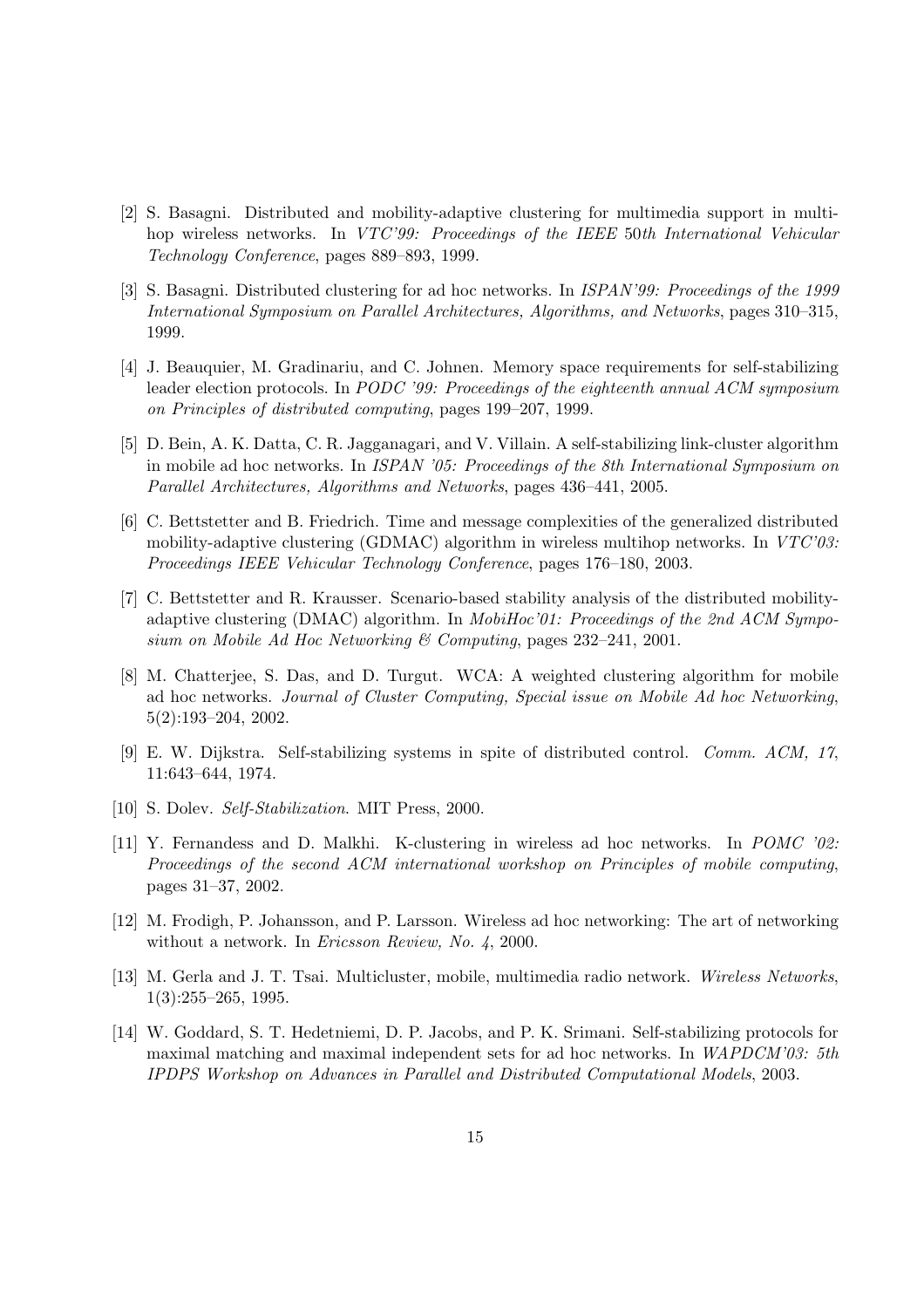[2] S. Basagni. Distributed and mobility-adaptive clustering for multimedia support in multi-hop wireless networks. In *VTC'99: Proceedings of the IEEE 50th International Vehicular Technology Conference*, pages 889–893, 1999.

[3] S. Basagni. Distributed clustering for ad hoc networks. In *ISPAN'99: Proceedings of the 1999 International Symposium on Parallel Architectures, Algorithms, and Networks*, pages 310–315, 1999.

[4] J. Beauquier, M. Gradinariu, and C. Johnen. Memory space requirements for self-stabilizing leader election protocols. In *PODC '99: Proceedings of the eighteenth annual ACM symposium on Principles of distributed computing*, pages 199–207, 1999.

[5] D. Bein, A. K. Datta, C. R. Jagganagari, and V. Villain. A self-stabilizing link-cluster algorithm in mobile ad hoc networks. In *ISPAN '05: Proceedings of the 8th International Symposium on Parallel Architectures, Algorithms and Networks*, pages 436–441, 2005.

[6] C. Bettstetter and B. Friedrich. Time and message complexities of the generalized distributed mobility-adaptive clustering (GDMAC) algorithm in wireless multihop networks. In *VTC'03: Proceedings IEEE Vehicular Technology Conference*, pages 176–180, 2003.

[7] C. Bettstetter and R. Krausser. Scenario-based stability analysis of the distributed mobility-adaptive clustering (DMAC) algorithm. In *MobiHoc'01: Proceedings of the 2nd ACM Symposium on Mobile Ad Hoc Networking & Computing*, pages 232–241, 2001.

[8] M. Chatterjee, S. Das, and D. Turgut. WCA: A weighted clustering algorithm for mobile ad hoc networks. *Journal of Cluster Computing, Special issue on Mobile Ad hoc Networking*, 5(2):193–204, 2002.

[9] E. W. Dijkstra. Self-stabilizing systems in spite of distributed control. *Comm. ACM, 17*, 11:643–644, 1974.

[10] S. Dolev. *Self-Stabilization*. MIT Press, 2000.

[11] Y. Fernandess and D. Malkhi. K-clustering in wireless ad hoc networks. In *POMC '02: Proceedings of the second ACM international workshop on Principles of mobile computing*, pages 31–37, 2002.

[12] M. Frodigh, P. Johansson, and P. Larsson. Wireless ad hoc networking: The art of networking without a network. In *Ericsson Review, No. 4*, 2000.

[13] M. Gerla and J. T. Tsai. Multicluster, mobile, multimedia radio network. *Wireless Networks*, 1(3):255–265, 1995.

[14] W. Goddard, S. T. Hedetniemi, D. P. Jacobs, and P. K. Srimani. Self-stabilizing protocols for maximal matching and maximal independent sets for ad hoc networks. In *WAPDCM'03: 5th IPDPS Workshop on Advances in Parallel and Distributed Computational Models*, 2003.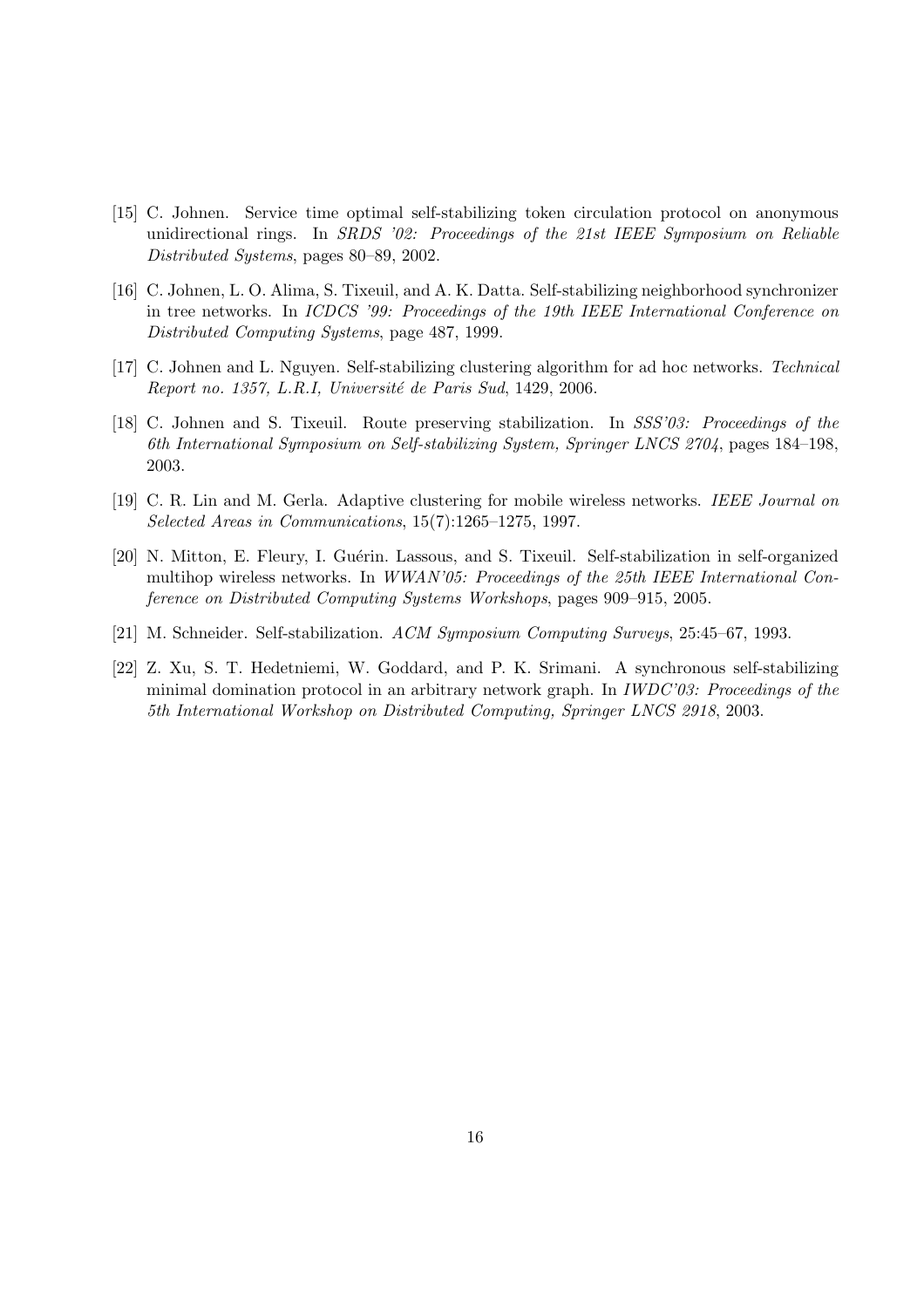[15] C. Johnen. Service time optimal self-stabilizing token circulation protocol on anonymous unidirectional rings. In *SRDS '02: Proceedings of the 21st IEEE Symposium on Reliable Distributed Systems*, pages 80–89, 2002.

[16] C. Johnen, L. O. Alima, S. Tixeuil, and A. K. Datta. Self-stabilizing neighborhood synchronizer in tree networks. In *ICDCS '99: Proceedings of the 19th IEEE International Conference on Distributed Computing Systems*, page 487, 1999.

[17] C. Johnen and L. Nguyen. Self-stabilizing clustering algorithm for ad hoc networks. *Technical Report no. 1357, L.R.I, Université de Paris Sud*, 1429, 2006.

[18] C. Johnen and S. Tixeuil. Route preserving stabilization. In *SSS'03: Proceedings of the 6th International Symposium on Self-stabilizing System, Springer LNCS 2704*, pages 184–198, 2003.

[19] C. R. Lin and M. Gerla. Adaptive clustering for mobile wireless networks. *IEEE Journal on Selected Areas in Communications*, 15(7):1265–1275, 1997.

[20] N. Mitton, E. Fleury, I. Guérin. Lassous, and S. Tixeuil. Self-stabilization in self-organized multihop wireless networks. In *WWAN'05: Proceedings of the 25th IEEE International Conference on Distributed Computing Systems Workshops*, pages 909–915, 2005.

[21] M. Schneider. Self-stabilization. *ACM Symposium Computing Surveys*, 25:45–67, 1993.

[22] Z. Xu, S. T. Hedetniemi, W. Goddard, and P. K. Srimani. A synchronous self-stabilizing minimal domination protocol in an arbitrary network graph. In *IWDC'03: Proceedings of the 5th International Workshop on Distributed Computing, Springer LNCS 2918*, 2003.